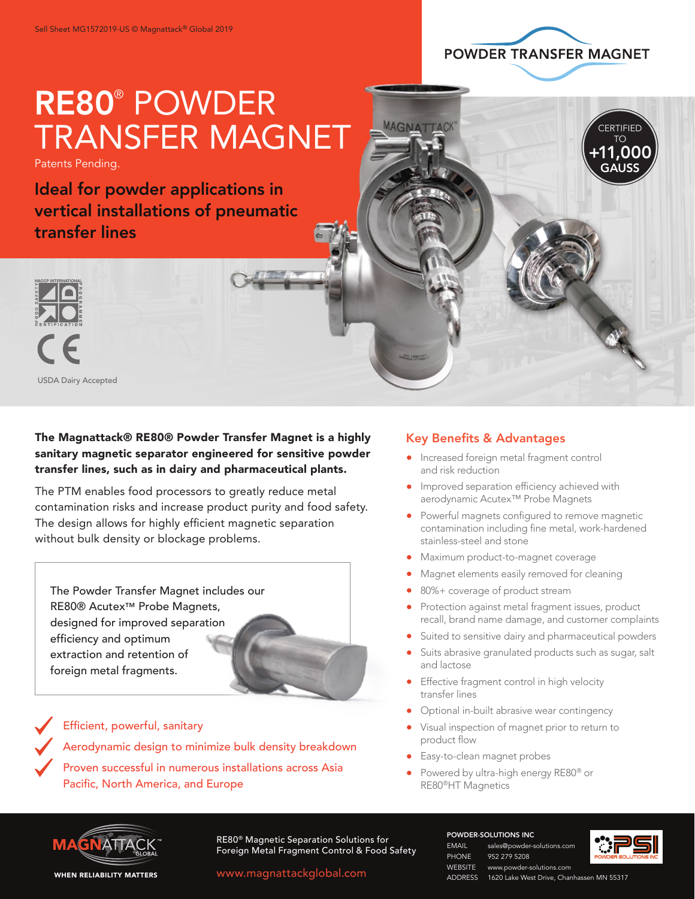Sell Sheet MG1572019-US © Magnattack® Global 2019

POWDER TRANSFER MAGNET

# RE80® POWDER TRANSFER MAGNET

Patents Pending.

## Ideal for powder applications in vertical installations of pneumatic transfer lines

CERTIFIED TO +11,000 GAUSS

HACCP INTERNATIONAL FOOD SAFETY PROGRAMME CERTIFICATION

CE

USDA Dairy Accepted

**The Magnattack® RE80® Powder Transfer Magnet is a highly sanitary magnetic separator engineered for sensitive powder transfer lines, such as in dairy and pharmaceutical plants.**

The PTM enables food processors to greatly reduce metal contamination risks and increase product purity and food safety. The design allows for highly efficient magnetic separation without bulk density or blockage problems.

The Powder Transfer Magnet includes our RE80® Acutex™ Probe Magnets, designed for improved separation efficiency and optimum extraction and retention of foreign metal fragments.

- ✓ Efficient, powerful, sanitary
- ✓ Aerodynamic design to minimize bulk density breakdown
- ✓ Proven successful in numerous installations across Asia Pacific, North America, and Europe

## Key Benefits & Advantages

- Increased foreign metal fragment control and risk reduction
- Improved separation efficiency achieved with aerodynamic Acutex™ Probe Magnets
- Powerful magnets configured to remove magnetic contamination including fine metal, work-hardened stainless-steel and stone
- Maximum product-to-magnet coverage
- Magnet elements easily removed for cleaning
- 80%+ coverage of product stream
- Protection against metal fragment issues, product recall, brand name damage, and customer complaints
- Suited to sensitive dairy and pharmaceutical powders
- Suits abrasive granulated products such as sugar, salt and lactose
- Effective fragment control in high velocity transfer lines
- Optional in-built abrasive wear contingency
- Visual inspection of magnet prior to return to product flow
- Easy-to-clean magnet probes
- Powered by ultra-high energy RE80® or RE80®HT Magnetics

MAGNATTACK™ GLOBAL — WHEN RELIABILITY MATTERS

RE80® Magnetic Separation Solutions for Foreign Metal Fragment Control & Food Safety

www.magnattackglobal.com

**POWDER-SOLUTIONS INC**

EMAIL sales@powder-solutions.com
PHONE 952 279 5208
WEBSITE www.powder-solutions.com
ADDRESS 1620 Lake West Drive, Chanhassen MN 55317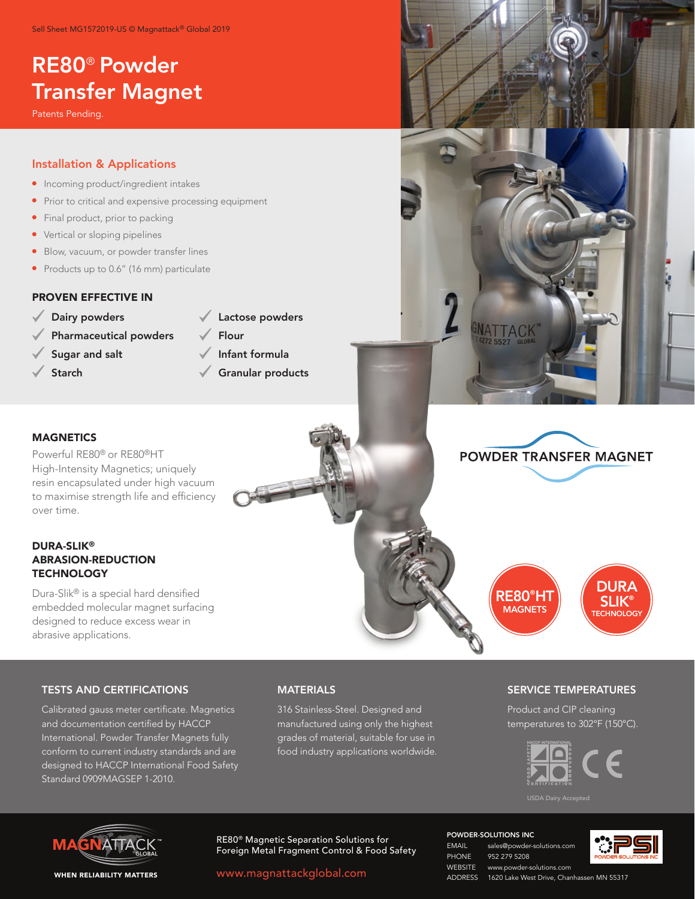Sell Sheet MG1572019-US © Magnattack® Global 2019

# RE80® Powder Transfer Magnet

Patents Pending.

## Installation & Applications

- Incoming product/ingredient intakes
- Prior to critical and expensive processing equipment
- Final product, prior to packing
- Vertical or sloping pipelines
- Blow, vacuum, or powder transfer lines
- Products up to 0.6" (16 mm) particulate

### PROVEN EFFECTIVE IN

- ✓ Dairy powders
- ✓ Pharmaceutical powders
- ✓ Sugar and salt
- ✓ Starch
- ✓ Lactose powders
- ✓ Flour
- ✓ Infant formula
- ✓ Granular products

### MAGNETICS

Powerful RE80® or RE80®HT High-Intensity Magnetics; uniquely resin encapsulated under high vacuum to maximise strength life and efficiency over time.

### DURA-SLIK® ABRASION-REDUCTION TECHNOLOGY

Dura-Slik® is a special hard densified embedded molecular magnet surfacing designed to reduce excess wear in abrasive applications.

POWDER TRANSFER MAGNET

RE80®HT MAGNETS

DURA SLIK® TECHNOLOGY

### TESTS AND CERTIFICATIONS

Calibrated gauss meter certificate. Magnetics and documentation certified by HACCP International. Powder Transfer Magnets fully conform to current industry standards and are designed to HACCP International Food Safety Standard 0909MAGSEP 1-2010.

### MATERIALS

316 Stainless-Steel. Designed and manufactured using only the highest grades of material, suitable for use in food industry applications worldwide.

### SERVICE TEMPERATURES

Product and CIP cleaning temperatures to 302°F (150°C).

USDA Dairy Accepted

MAGNATTACK™ GLOBAL

WHEN RELIABILITY MATTERS

RE80® Magnetic Separation Solutions for Foreign Metal Fragment Control & Food Safety

www.magnattackglobal.com

**POWDER-SOLUTIONS INC**

EMAIL sales@powder-solutions.com
PHONE 952 279 5208
WEBSITE www.powder-solutions.com
ADDRESS 1620 Lake West Drive, Chanhassen MN 55317